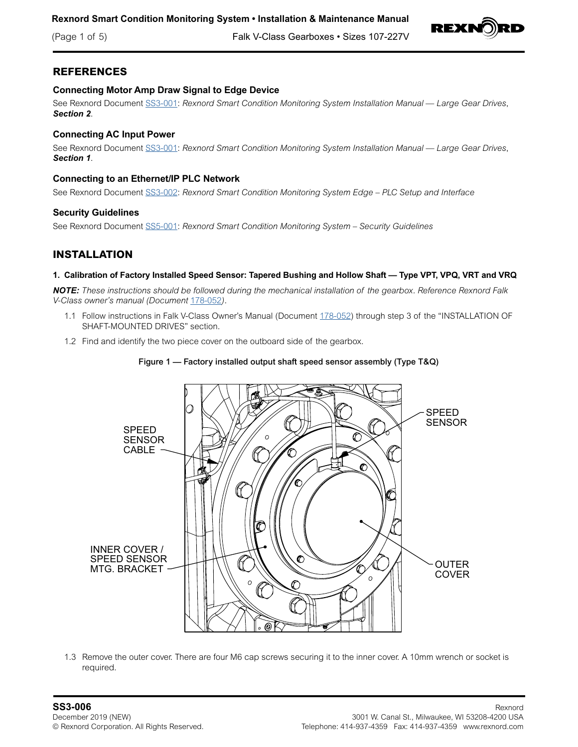## REFERENCES

### Connecting Motor Amp Draw Signal to Edge Device

See Rexnord Document SS3-001: *Rexnord Smart Condition Monitoring System Installation Manual — Large Gear Drives*, ***Section 2***.

### Connecting AC Input Power

See Rexnord Document SS3-001: *Rexnord Smart Condition Monitoring System Installation Manual — Large Gear Drives*, ***Section 1***.

### Connecting to an Ethernet/IP PLC Network

See Rexnord Document SS3-002: *Rexnord Smart Condition Monitoring System Edge – PLC Setup and Interface*

### Security Guidelines

See Rexnord Document SS5-001: *Rexnord Smart Condition Monitoring System – Security Guidelines*

## INSTALLATION

#### 1. Calibration of Factory Installed Speed Sensor: Tapered Bushing and Hollow Shaft — Type VPT, VPQ, VRT and VRQ

***NOTE:*** *These instructions should be followed during the mechanical installation of the gearbox. Reference Rexnord Falk V-Class owner's manual (Document 178-052).*

1.1 Follow instructions in Falk V-Class Owner's Manual (Document 178-052) through step 3 of the "INSTALLATION OF SHAFT-MOUNTED DRIVES" section.

1.2 Find and identify the two piece cover on the outboard side of the gearbox.

**Figure 1 — Factory installed output shaft speed sensor assembly (Type T&Q)**

SPEED SENSOR CABLE

SPEED SENSOR

INNER COVER / SPEED SENSOR MTG. BRACKET

OUTER COVER

1.3 Remove the outer cover. There are four M6 cap screws securing it to the inner cover. A 10mm wrench or socket is required.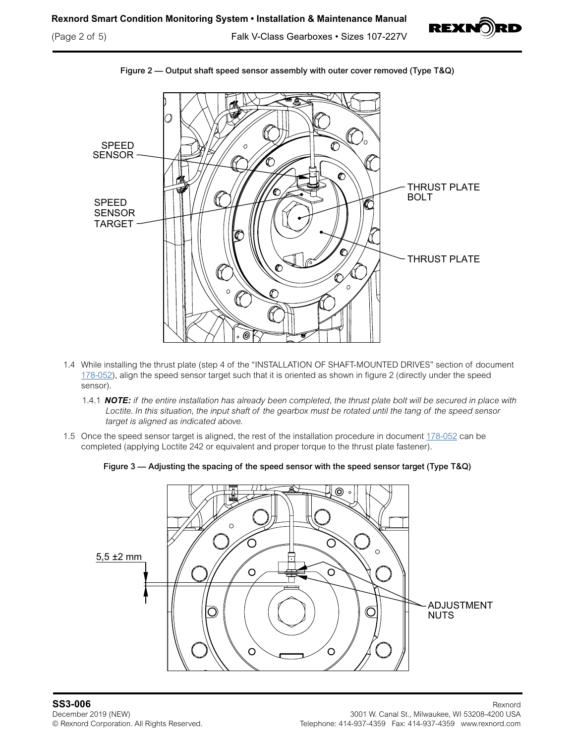Figure 2 — Output shaft speed sensor assembly with outer cover removed (Type T&Q)

1.4 While installing the thrust plate (step 4 of the "INSTALLATION OF SHAFT-MOUNTED DRIVES" section of document 178-052), align the speed sensor target such that it is oriented as shown in figure 2 (directly under the speed sensor).

   1.4.1 ***NOTE:*** *if the entire installation has already been completed, the thrust plate bolt will be secured in place with Loctite. In this situation, the input shaft of the gearbox must be rotated until the tang of the speed sensor target is aligned as indicated above.*

1.5 Once the speed sensor target is aligned, the rest of the installation procedure in document 178-052 can be completed (applying Loctite 242 or equivalent and proper torque to the thrust plate fastener).

Figure 3 — Adjusting the spacing of the speed sensor with the speed sensor target (Type T&Q)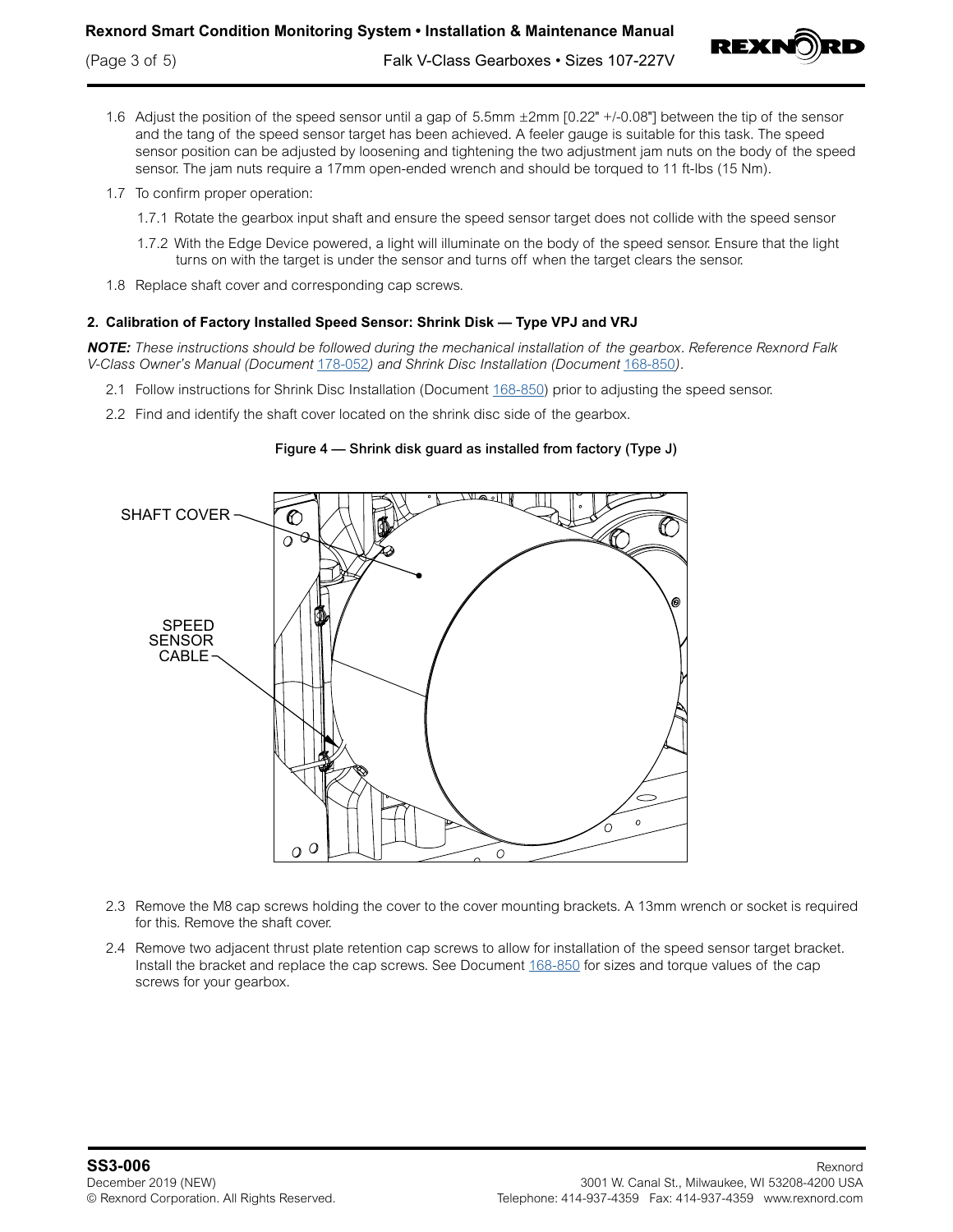1.6 Adjust the position of the speed sensor until a gap of 5.5mm ±2mm [0.22" +/-0.08"] between the tip of the sensor and the tang of the speed sensor target has been achieved. A feeler gauge is suitable for this task. The speed sensor position can be adjusted by loosening and tightening the two adjustment jam nuts on the body of the speed sensor. The jam nuts require a 17mm open-ended wrench and should be torqued to 11 ft-lbs (15 Nm).

1.7 To confirm proper operation:

- 1.7.1 Rotate the gearbox input shaft and ensure the speed sensor target does not collide with the speed sensor
- 1.7.2 With the Edge Device powered, a light will illuminate on the body of the speed sensor. Ensure that the light turns on with the target is under the sensor and turns off when the target clears the sensor.

1.8 Replace shaft cover and corresponding cap screws.

#### 2. Calibration of Factory Installed Speed Sensor: Shrink Disk — Type VPJ and VRJ

***NOTE:*** *These instructions should be followed during the mechanical installation of the gearbox. Reference Rexnord Falk V-Class Owner's Manual (Document 178-052) and Shrink Disc Installation (Document 168-850).*

2.1 Follow instructions for Shrink Disc Installation (Document 168-850) prior to adjusting the speed sensor.

2.2 Find and identify the shaft cover located on the shrink disc side of the gearbox.

**Figure 4 — Shrink disk guard as installed from factory (Type J)**

SHAFT COVER

SPEED SENSOR CABLE

2.3 Remove the M8 cap screws holding the cover to the cover mounting brackets. A 13mm wrench or socket is required for this. Remove the shaft cover.

2.4 Remove two adjacent thrust plate retention cap screws to allow for installation of the speed sensor target bracket. Install the bracket and replace the cap screws. See Document 168-850 for sizes and torque values of the cap screws for your gearbox.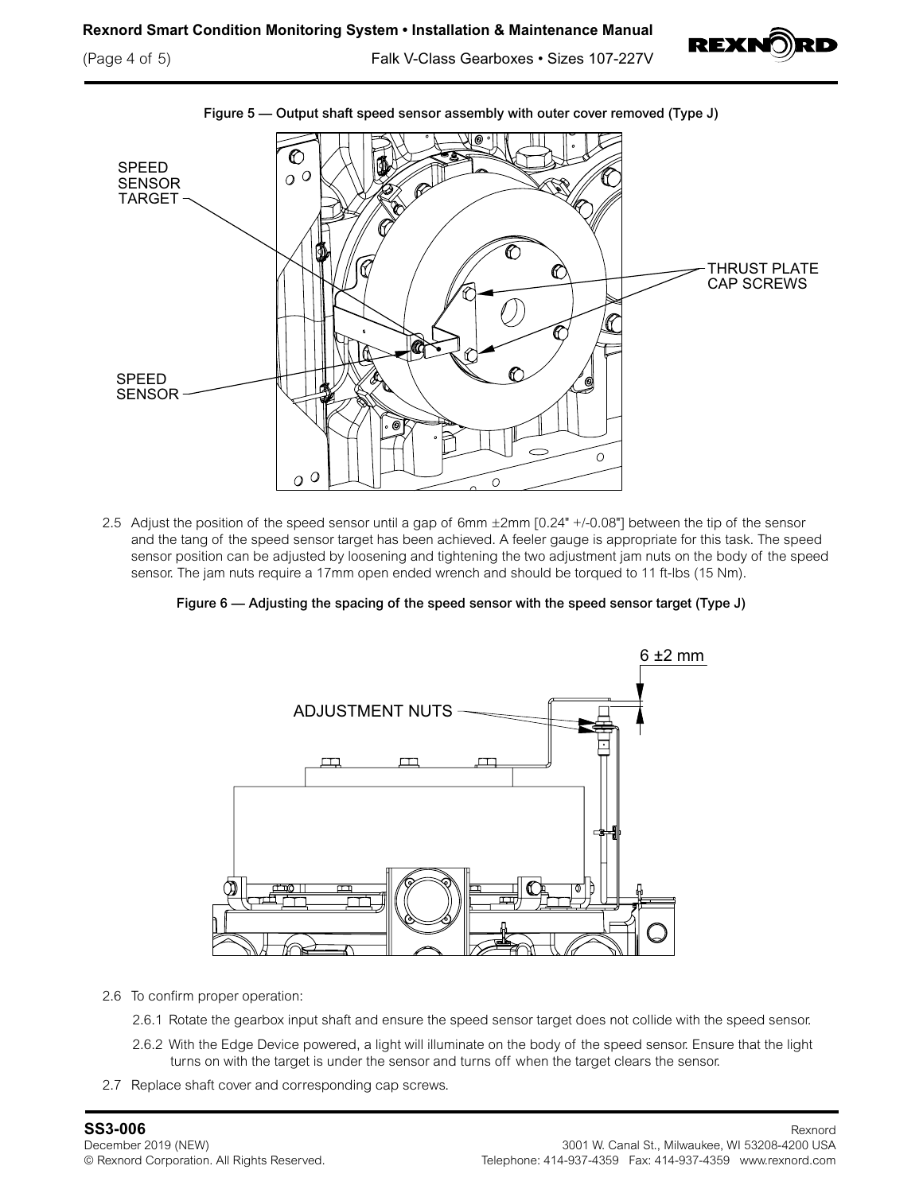Figure 5 — Output shaft speed sensor assembly with outer cover removed (Type J)

SPEED SENSOR TARGET

THRUST PLATE CAP SCREWS

SPEED SENSOR

2.5 Adjust the position of the speed sensor until a gap of 6mm ±2mm [0.24" +/-0.08"] between the tip of the sensor and the tang of the speed sensor target has been achieved. A feeler gauge is appropriate for this task. The speed sensor position can be adjusted by loosening and tightening the two adjustment jam nuts on the body of the speed sensor. The jam nuts require a 17mm open ended wrench and should be torqued to 11 ft-lbs (15 Nm).

Figure 6 — Adjusting the spacing of the speed sensor with the speed sensor target (Type J)

6 ±2 mm

ADJUSTMENT NUTS

2.6 To confirm proper operation:

2.6.1 Rotate the gearbox input shaft and ensure the speed sensor target does not collide with the speed sensor.

2.6.2 With the Edge Device powered, a light will illuminate on the body of the speed sensor. Ensure that the light turns on with the target is under the sensor and turns off when the target clears the sensor.

2.7 Replace shaft cover and corresponding cap screws.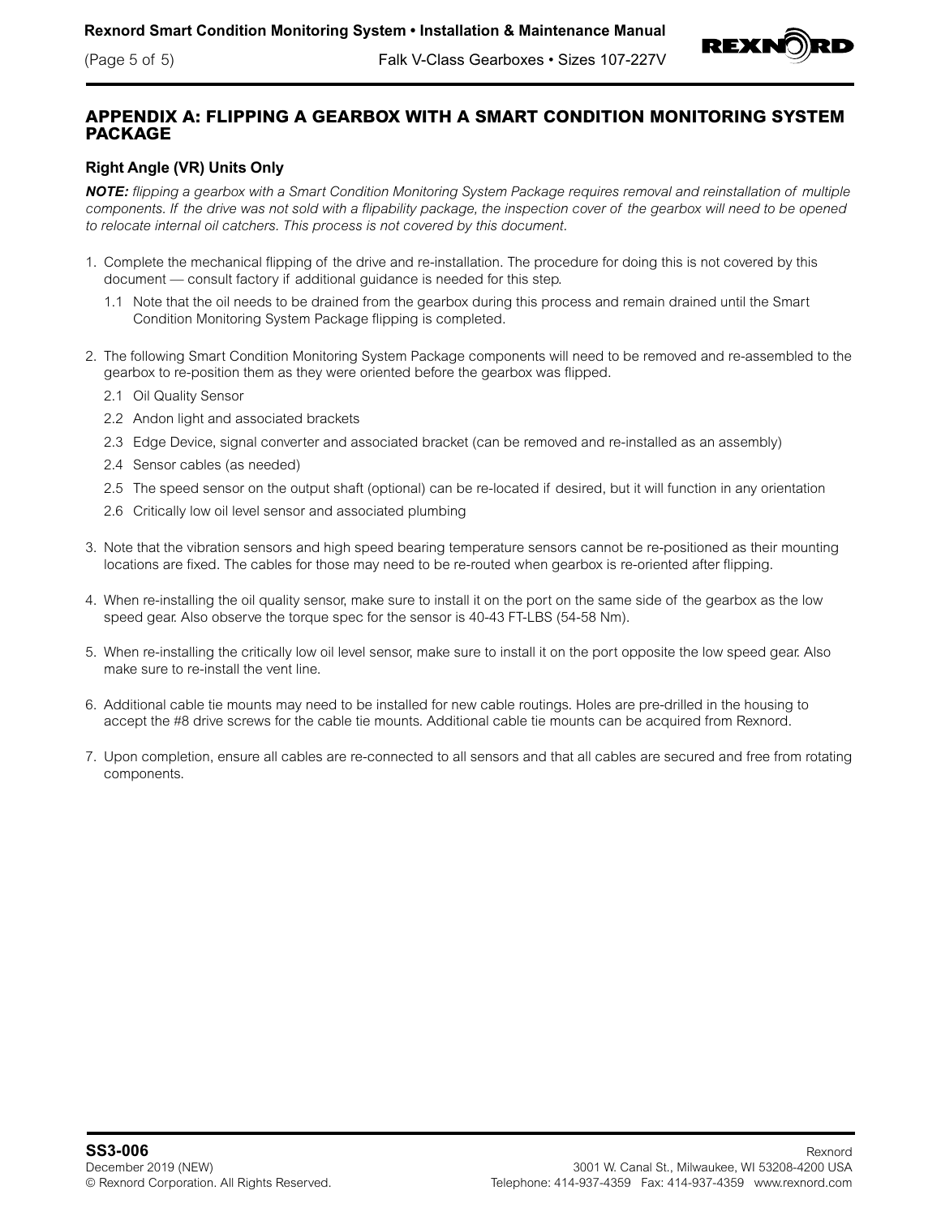## APPENDIX A: FLIPPING A GEARBOX WITH A SMART CONDITION MONITORING SYSTEM PACKAGE

### Right Angle (VR) Units Only

***NOTE:*** *flipping a gearbox with a Smart Condition Monitoring System Package requires removal and reinstallation of multiple components. If the drive was not sold with a flipability package, the inspection cover of the gearbox will need to be opened to relocate internal oil catchers. This process is not covered by this document.*

1. Complete the mechanical flipping of the drive and re-installation. The procedure for doing this is not covered by this document — consult factory if additional guidance is needed for this step.
   - 1.1 Note that the oil needs to be drained from the gearbox during this process and remain drained until the Smart Condition Monitoring System Package flipping is completed.
2. The following Smart Condition Monitoring System Package components will need to be removed and re-assembled to the gearbox to re-position them as they were oriented before the gearbox was flipped.
   - 2.1 Oil Quality Sensor
   - 2.2 Andon light and associated brackets
   - 2.3 Edge Device, signal converter and associated bracket (can be removed and re-installed as an assembly)
   - 2.4 Sensor cables (as needed)
   - 2.5 The speed sensor on the output shaft (optional) can be re-located if desired, but it will function in any orientation
   - 2.6 Critically low oil level sensor and associated plumbing
3. Note that the vibration sensors and high speed bearing temperature sensors cannot be re-positioned as their mounting locations are fixed. The cables for those may need to be re-routed when gearbox is re-oriented after flipping.
4. When re-installing the oil quality sensor, make sure to install it on the port on the same side of the gearbox as the low speed gear. Also observe the torque spec for the sensor is 40-43 FT-LBS (54-58 Nm).
5. When re-installing the critically low oil level sensor, make sure to install it on the port opposite the low speed gear. Also make sure to re-install the vent line.
6. Additional cable tie mounts may need to be installed for new cable routings. Holes are pre-drilled in the housing to accept the #8 drive screws for the cable tie mounts. Additional cable tie mounts can be acquired from Rexnord.
7. Upon completion, ensure all cables are re-connected to all sensors and that all cables are secured and free from rotating components.